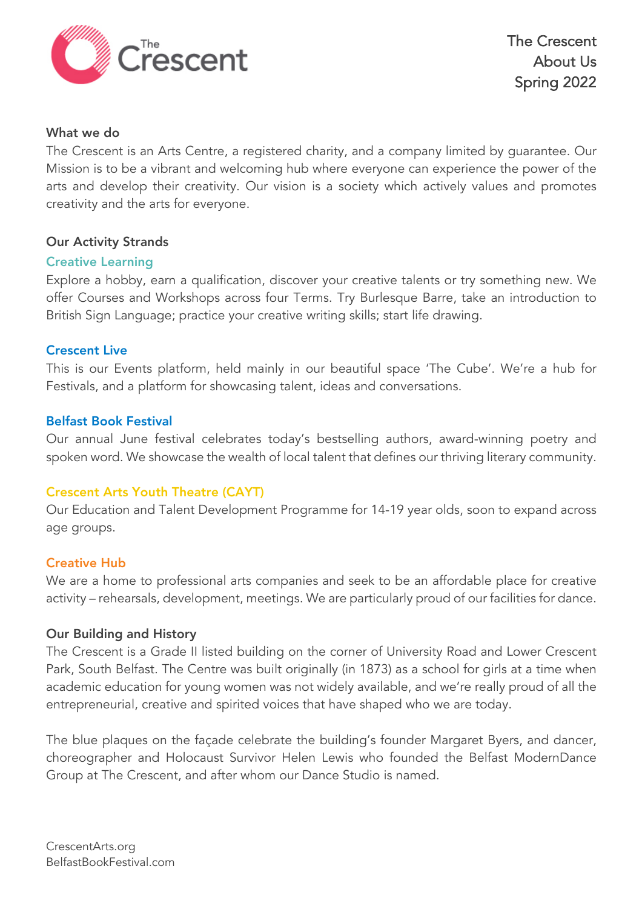The Crescent
About Us
Spring 2022

## What we do

The Crescent is an Arts Centre, a registered charity, and a company limited by guarantee. Our Mission is to be a vibrant and welcoming hub where everyone can experience the power of the arts and develop their creativity. Our vision is a society which actively values and promotes creativity and the arts for everyone.

## Our Activity Strands

### Creative Learning

Explore a hobby, earn a qualification, discover your creative talents or try something new. We offer Courses and Workshops across four Terms. Try Burlesque Barre, take an introduction to British Sign Language; practice your creative writing skills; start life drawing.

### Crescent Live

This is our Events platform, held mainly in our beautiful space 'The Cube'. We're a hub for Festivals, and a platform for showcasing talent, ideas and conversations.

### Belfast Book Festival

Our annual June festival celebrates today's bestselling authors, award-winning poetry and spoken word. We showcase the wealth of local talent that defines our thriving literary community.

### Crescent Arts Youth Theatre (CAYT)

Our Education and Talent Development Programme for 14-19 year olds, soon to expand across age groups.

### Creative Hub

We are a home to professional arts companies and seek to be an affordable place for creative activity – rehearsals, development, meetings. We are particularly proud of our facilities for dance.

## Our Building and History

The Crescent is a Grade II listed building on the corner of University Road and Lower Crescent Park, South Belfast. The Centre was built originally (in 1873) as a school for girls at a time when academic education for young women was not widely available, and we're really proud of all the entrepreneurial, creative and spirited voices that have shaped who we are today.

The blue plaques on the façade celebrate the building's founder Margaret Byers, and dancer, choreographer and Holocaust Survivor Helen Lewis who founded the Belfast ModernDance Group at The Crescent, and after whom our Dance Studio is named.

CrescentArts.org
BelfastBookFestival.com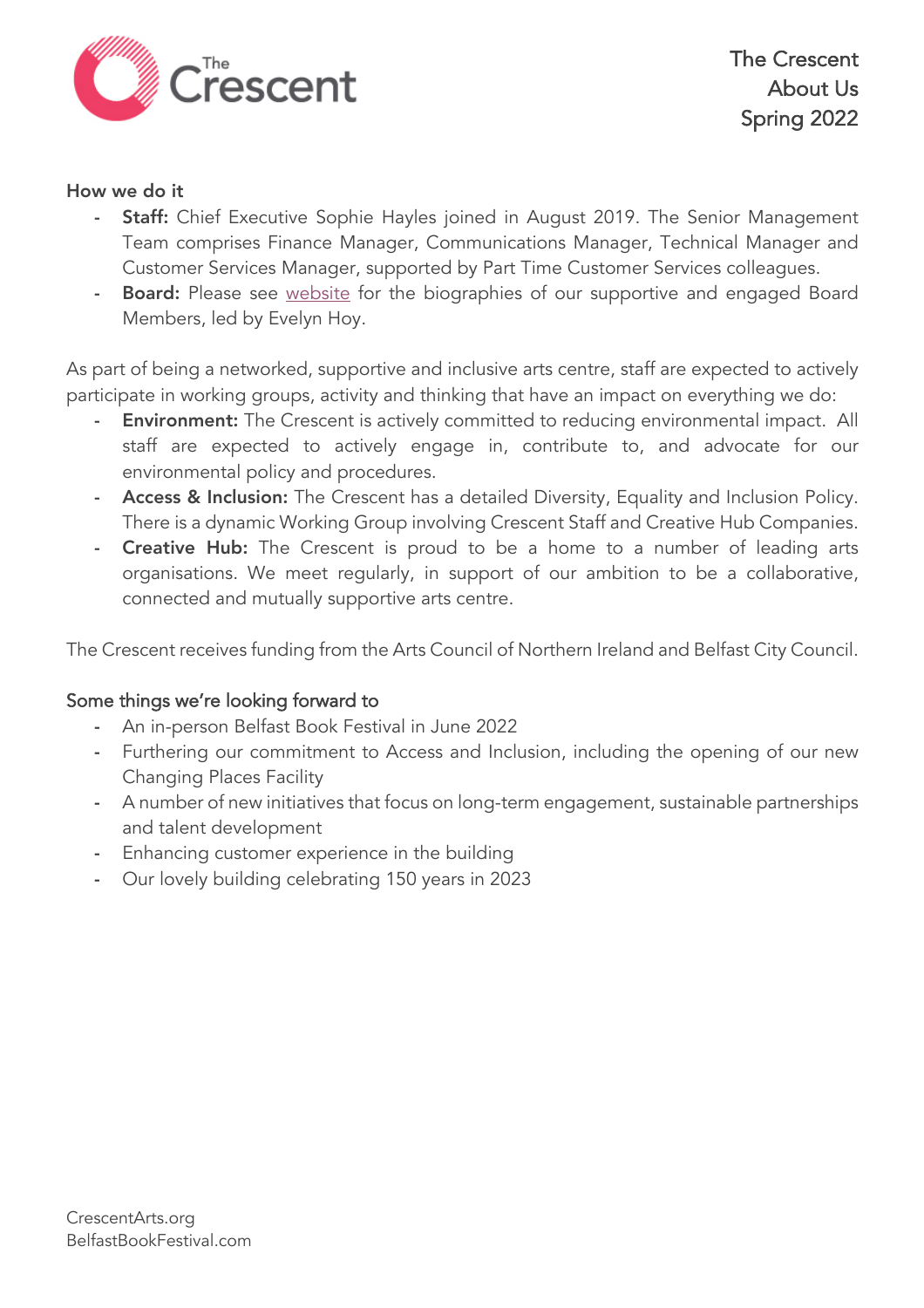## How we do it

- **Staff:** Chief Executive Sophie Hayles joined in August 2019. The Senior Management Team comprises Finance Manager, Communications Manager, Technical Manager and Customer Services Manager, supported by Part Time Customer Services colleagues.
- **Board:** Please see website for the biographies of our supportive and engaged Board Members, led by Evelyn Hoy.

As part of being a networked, supportive and inclusive arts centre, staff are expected to actively participate in working groups, activity and thinking that have an impact on everything we do:

- **Environment:** The Crescent is actively committed to reducing environmental impact. All staff are expected to actively engage in, contribute to, and advocate for our environmental policy and procedures.
- **Access & Inclusion:** The Crescent has a detailed Diversity, Equality and Inclusion Policy. There is a dynamic Working Group involving Crescent Staff and Creative Hub Companies.
- **Creative Hub:** The Crescent is proud to be a home to a number of leading arts organisations. We meet regularly, in support of our ambition to be a collaborative, connected and mutually supportive arts centre.

The Crescent receives funding from the Arts Council of Northern Ireland and Belfast City Council.

## Some things we're looking forward to

- An in-person Belfast Book Festival in June 2022
- Furthering our commitment to Access and Inclusion, including the opening of our new Changing Places Facility
- A number of new initiatives that focus on long-term engagement, sustainable partnerships and talent development
- Enhancing customer experience in the building
- Our lovely building celebrating 150 years in 2023

CrescentArts.org
BelfastBookFestival.com